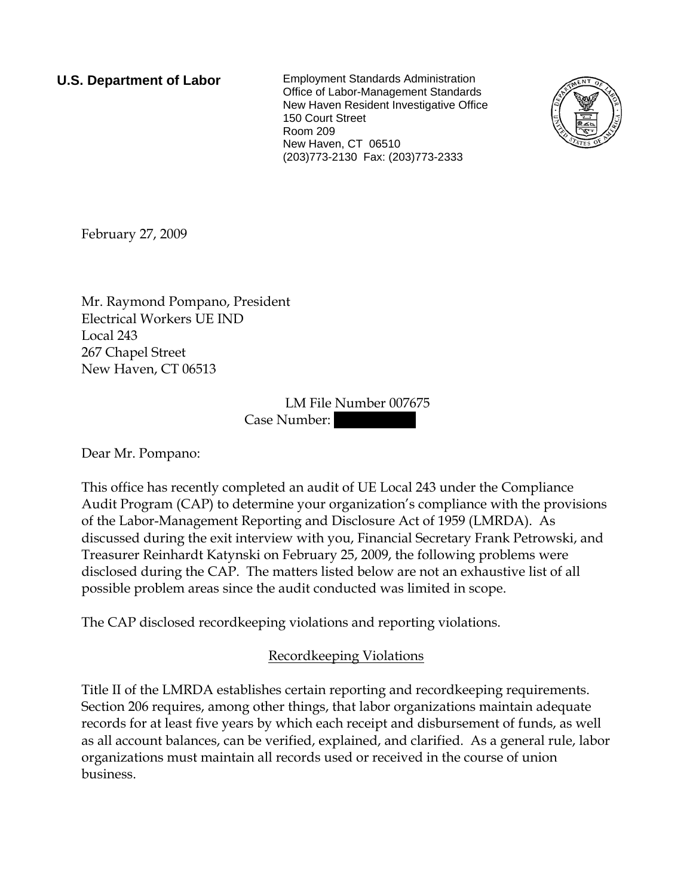**U.S. Department of Labor**

Employment Standards Administration
Office of Labor-Management Standards
New Haven Resident Investigative Office
150 Court Street
Room 209
New Haven, CT 06510
(203)773-2130 Fax: (203)773-2333

February 27, 2009

Mr. Raymond Pompano, President
Electrical Workers UE IND
Local 243
267 Chapel Street
New Haven, CT 06513

LM File Number 007675
Case Number: [redacted]

Dear Mr. Pompano:

This office has recently completed an audit of UE Local 243 under the Compliance Audit Program (CAP) to determine your organization's compliance with the provisions of the Labor-Management Reporting and Disclosure Act of 1959 (LMRDA). As discussed during the exit interview with you, Financial Secretary Frank Petrowski, and Treasurer Reinhardt Katynski on February 25, 2009, the following problems were disclosed during the CAP. The matters listed below are not an exhaustive list of all possible problem areas since the audit conducted was limited in scope.

The CAP disclosed recordkeeping violations and reporting violations.

## Recordkeeping Violations

Title II of the LMRDA establishes certain reporting and recordkeeping requirements. Section 206 requires, among other things, that labor organizations maintain adequate records for at least five years by which each receipt and disbursement of funds, as well as all account balances, can be verified, explained, and clarified. As a general rule, labor organizations must maintain all records used or received in the course of union business.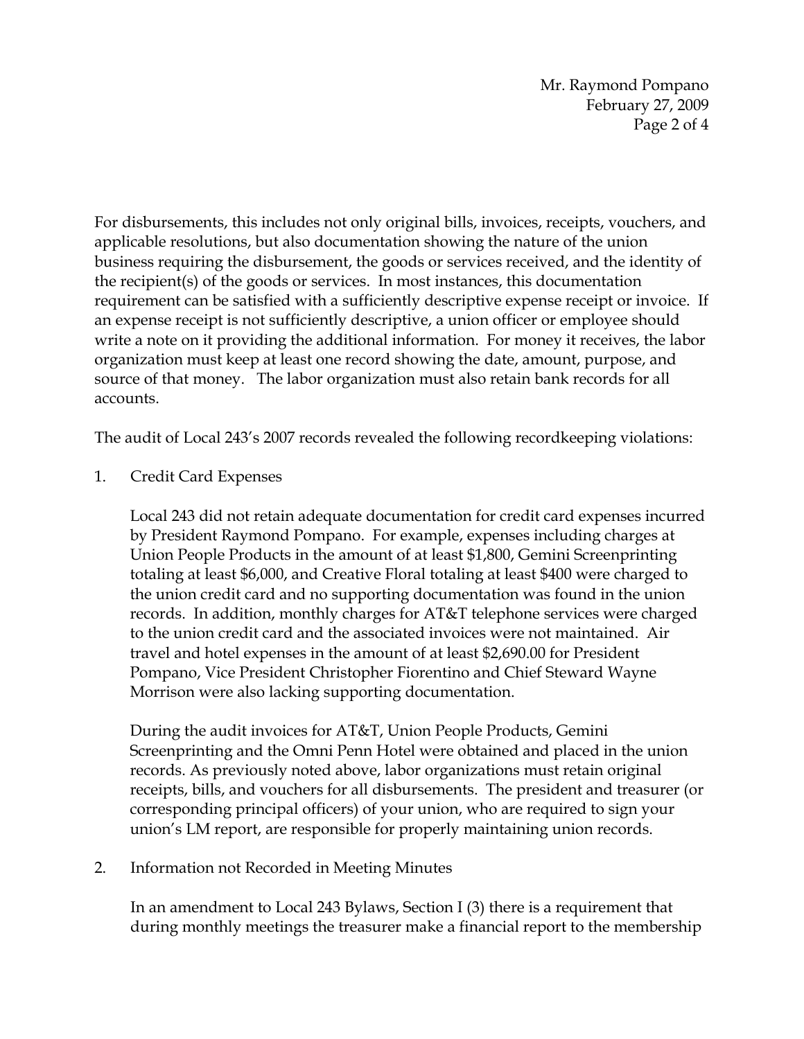For disbursements, this includes not only original bills, invoices, receipts, vouchers, and applicable resolutions, but also documentation showing the nature of the union business requiring the disbursement, the goods or services received, and the identity of the recipient(s) of the goods or services. In most instances, this documentation requirement can be satisfied with a sufficiently descriptive expense receipt or invoice. If an expense receipt is not sufficiently descriptive, a union officer or employee should write a note on it providing the additional information. For money it receives, the labor organization must keep at least one record showing the date, amount, purpose, and source of that money. The labor organization must also retain bank records for all accounts.

The audit of Local 243's 2007 records revealed the following recordkeeping violations:

1. Credit Card Expenses

   Local 243 did not retain adequate documentation for credit card expenses incurred by President Raymond Pompano. For example, expenses including charges at Union People Products in the amount of at least $1,800, Gemini Screenprinting totaling at least $6,000, and Creative Floral totaling at least $400 were charged to the union credit card and no supporting documentation was found in the union records. In addition, monthly charges for AT&T telephone services were charged to the union credit card and the associated invoices were not maintained. Air travel and hotel expenses in the amount of at least $2,690.00 for President Pompano, Vice President Christopher Fiorentino and Chief Steward Wayne Morrison were also lacking supporting documentation.

   During the audit invoices for AT&T, Union People Products, Gemini Screenprinting and the Omni Penn Hotel were obtained and placed in the union records. As previously noted above, labor organizations must retain original receipts, bills, and vouchers for all disbursements. The president and treasurer (or corresponding principal officers) of your union, who are required to sign your union's LM report, are responsible for properly maintaining union records.

2. Information not Recorded in Meeting Minutes

   In an amendment to Local 243 Bylaws, Section I (3) there is a requirement that during monthly meetings the treasurer make a financial report to the membership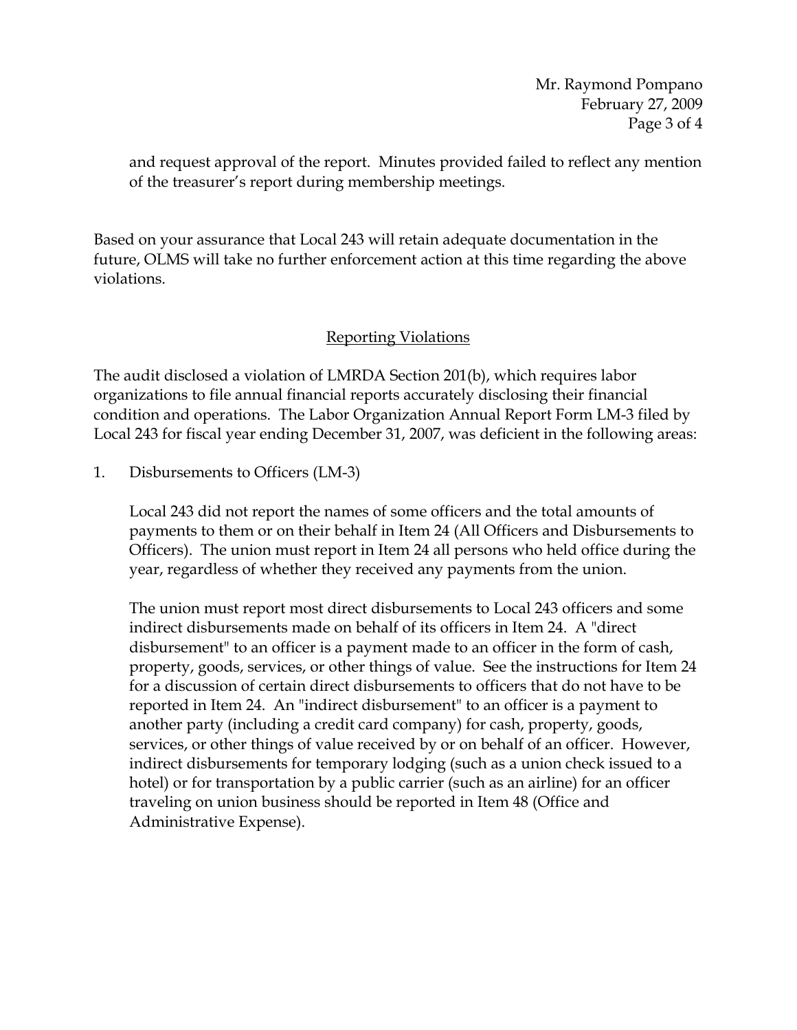and request approval of the report. Minutes provided failed to reflect any mention of the treasurer's report during membership meetings.

Based on your assurance that Local 243 will retain adequate documentation in the future, OLMS will take no further enforcement action at this time regarding the above violations.

## Reporting Violations

The audit disclosed a violation of LMRDA Section 201(b), which requires labor organizations to file annual financial reports accurately disclosing their financial condition and operations. The Labor Organization Annual Report Form LM-3 filed by Local 243 for fiscal year ending December 31, 2007, was deficient in the following areas:

1. Disbursements to Officers (LM-3)

   Local 243 did not report the names of some officers and the total amounts of payments to them or on their behalf in Item 24 (All Officers and Disbursements to Officers). The union must report in Item 24 all persons who held office during the year, regardless of whether they received any payments from the union.

   The union must report most direct disbursements to Local 243 officers and some indirect disbursements made on behalf of its officers in Item 24. A "direct disbursement" to an officer is a payment made to an officer in the form of cash, property, goods, services, or other things of value. See the instructions for Item 24 for a discussion of certain direct disbursements to officers that do not have to be reported in Item 24. An "indirect disbursement" to an officer is a payment to another party (including a credit card company) for cash, property, goods, services, or other things of value received by or on behalf of an officer. However, indirect disbursements for temporary lodging (such as a union check issued to a hotel) or for transportation by a public carrier (such as an airline) for an officer traveling on union business should be reported in Item 48 (Office and Administrative Expense).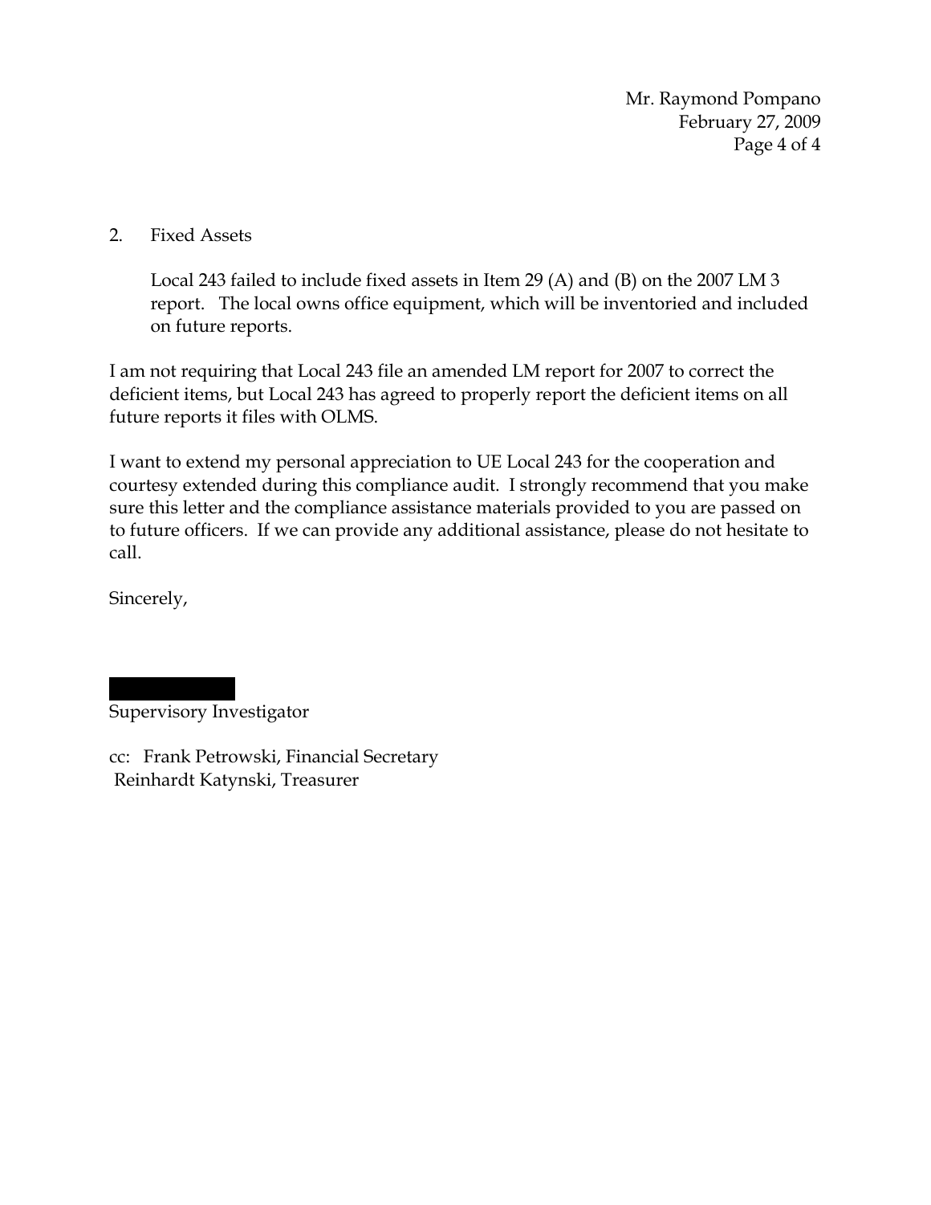2. Fixed Assets

   Local 243 failed to include fixed assets in Item 29 (A) and (B) on the 2007 LM 3 report. The local owns office equipment, which will be inventoried and included on future reports.

I am not requiring that Local 243 file an amended LM report for 2007 to correct the deficient items, but Local 243 has agreed to properly report the deficient items on all future reports it files with OLMS.

I want to extend my personal appreciation to UE Local 243 for the cooperation and courtesy extended during this compliance audit. I strongly recommend that you make sure this letter and the compliance assistance materials provided to you are passed on to future officers. If we can provide any additional assistance, please do not hesitate to call.

Sincerely,

Supervisory Investigator

cc: Frank Petrowski, Financial Secretary
Reinhardt Katynski, Treasurer